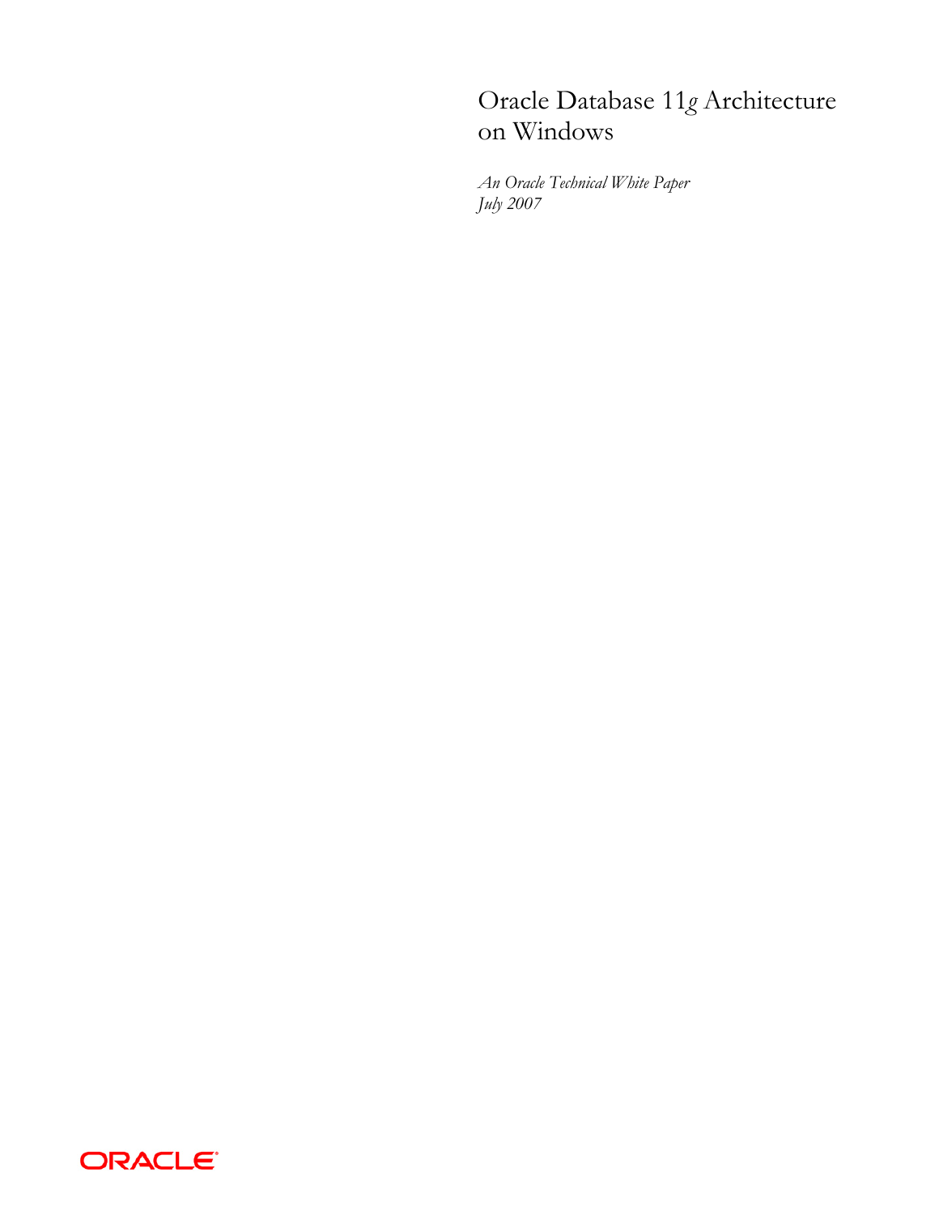# Oracle Database 11*g* Architecture on Windows

*An Oracle Technical White Paper*
*July 2007*

ORACLE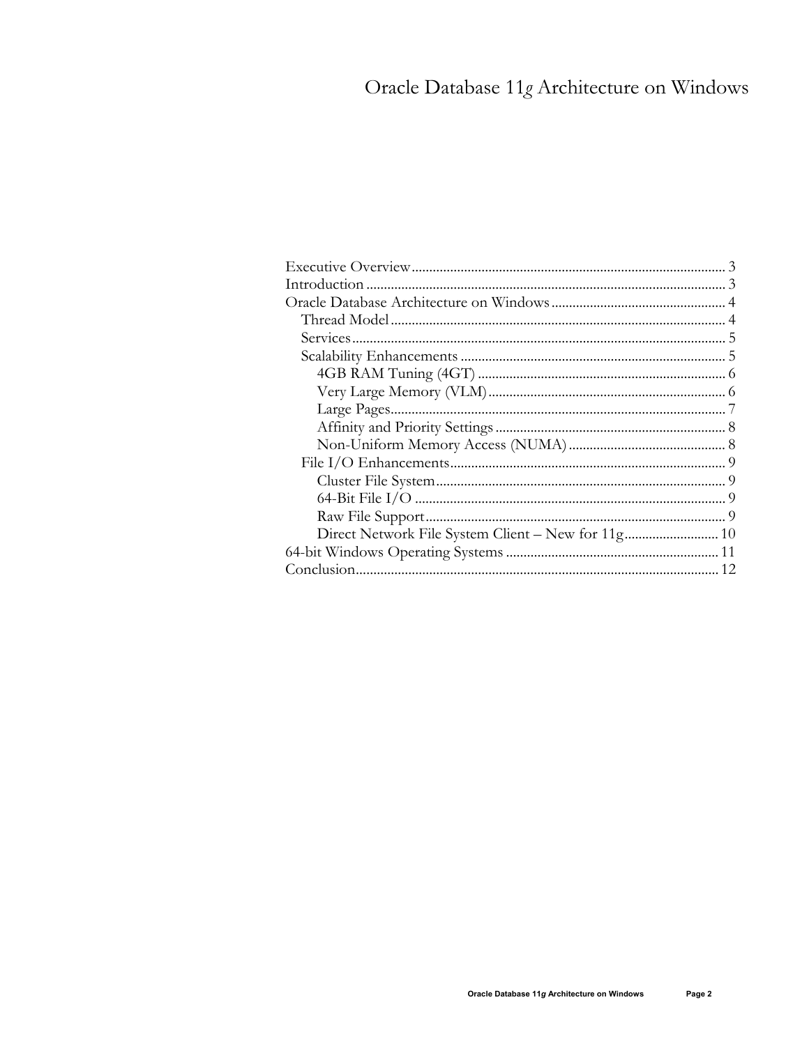# Oracle Database 11*g* Architecture on Windows

- Executive Overview ........ 3
- Introduction ........ 3
- Oracle Database Architecture on Windows ........ 4
  - Thread Model ........ 4
  - Services ........ 5
  - Scalability Enhancements ........ 5
    - 4GB RAM Tuning (4GT) ........ 6
    - Very Large Memory (VLM) ........ 6
    - Large Pages ........ 7
    - Affinity and Priority Settings ........ 8
    - Non-Uniform Memory Access (NUMA) ........ 8
  - File I/O Enhancements ........ 9
    - Cluster File System ........ 9
    - 64-Bit File I/O ........ 9
    - Raw File Support ........ 9
    - Direct Network File System Client – New for 11g ........ 10
- 64-bit Windows Operating Systems ........ 11
- Conclusion ........ 12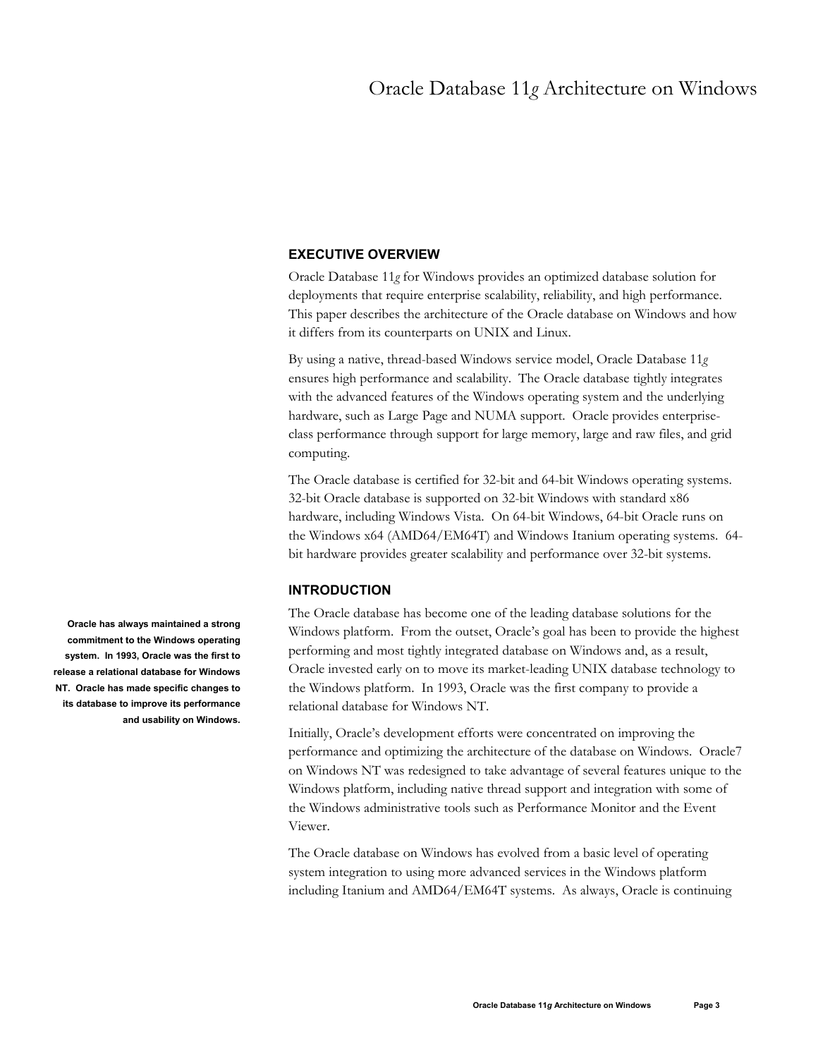## EXECUTIVE OVERVIEW

Oracle Database 11*g* for Windows provides an optimized database solution for deployments that require enterprise scalability, reliability, and high performance. This paper describes the architecture of the Oracle database on Windows and how it differs from its counterparts on UNIX and Linux.

By using a native, thread-based Windows service model, Oracle Database 11*g* ensures high performance and scalability. The Oracle database tightly integrates with the advanced features of the Windows operating system and the underlying hardware, such as Large Page and NUMA support. Oracle provides enterprise-class performance through support for large memory, large and raw files, and grid computing.

The Oracle database is certified for 32-bit and 64-bit Windows operating systems. 32-bit Oracle database is supported on 32-bit Windows with standard x86 hardware, including Windows Vista. On 64-bit Windows, 64-bit Oracle runs on the Windows x64 (AMD64/EM64T) and Windows Itanium operating systems. 64-bit hardware provides greater scalability and performance over 32-bit systems.

## INTRODUCTION

**Oracle has always maintained a strong commitment to the Windows operating system. In 1993, Oracle was the first to release a relational database for Windows NT. Oracle has made specific changes to its database to improve its performance and usability on Windows.**

The Oracle database has become one of the leading database solutions for the Windows platform. From the outset, Oracle's goal has been to provide the highest performing and most tightly integrated database on Windows and, as a result, Oracle invested early on to move its market-leading UNIX database technology to the Windows platform. In 1993, Oracle was the first company to provide a relational database for Windows NT.

Initially, Oracle's development efforts were concentrated on improving the performance and optimizing the architecture of the database on Windows. Oracle7 on Windows NT was redesigned to take advantage of several features unique to the Windows platform, including native thread support and integration with some of the Windows administrative tools such as Performance Monitor and the Event Viewer.

The Oracle database on Windows has evolved from a basic level of operating system integration to using more advanced services in the Windows platform including Itanium and AMD64/EM64T systems. As always, Oracle is continuing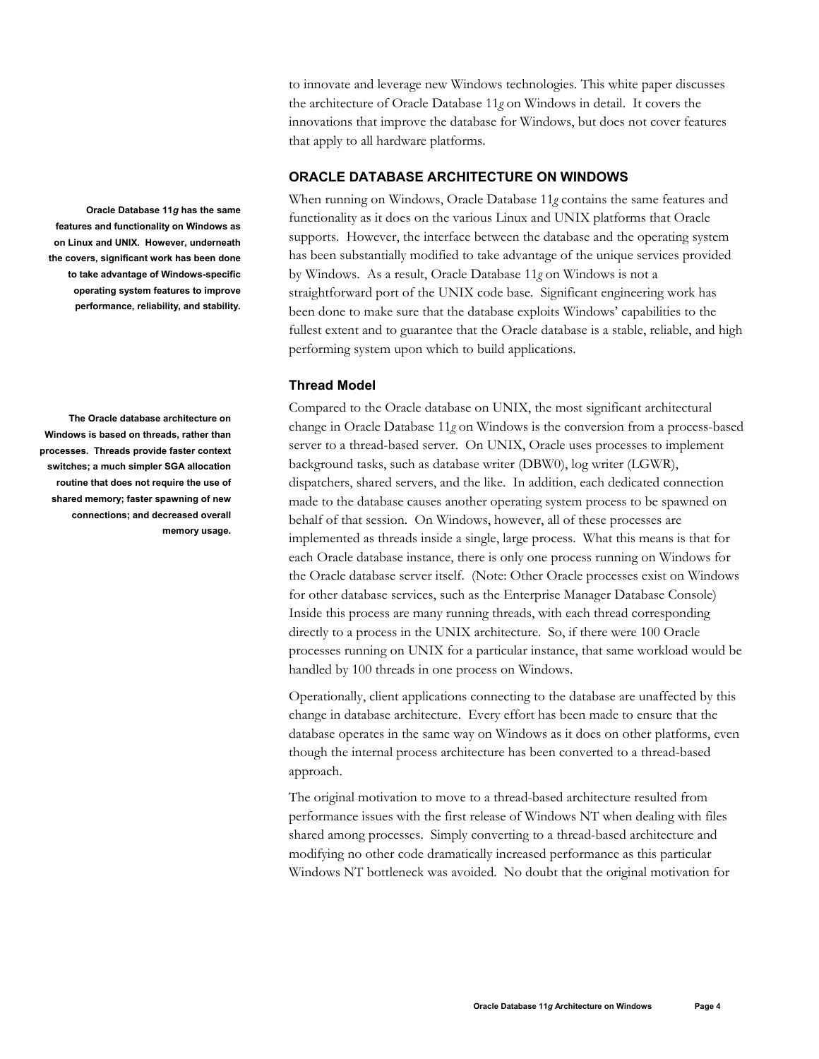to innovate and leverage new Windows technologies. This white paper discusses the architecture of Oracle Database 11*g* on Windows in detail. It covers the innovations that improve the database for Windows, but does not cover features that apply to all hardware platforms.

## ORACLE DATABASE ARCHITECTURE ON WINDOWS

**Oracle Database 11*g* has the same features and functionality on Windows as on Linux and UNIX. However, underneath the covers, significant work has been done to take advantage of Windows-specific operating system features to improve performance, reliability, and stability.**

When running on Windows, Oracle Database 11*g* contains the same features and functionality as it does on the various Linux and UNIX platforms that Oracle supports. However, the interface between the database and the operating system has been substantially modified to take advantage of the unique services provided by Windows. As a result, Oracle Database 11*g* on Windows is not a straightforward port of the UNIX code base. Significant engineering work has been done to make sure that the database exploits Windows' capabilities to the fullest extent and to guarantee that the Oracle database is a stable, reliable, and high performing system upon which to build applications.

### Thread Model

**The Oracle database architecture on Windows is based on threads, rather than processes. Threads provide faster context switches; a much simpler SGA allocation routine that does not require the use of shared memory; faster spawning of new connections; and decreased overall memory usage.**

Compared to the Oracle database on UNIX, the most significant architectural change in Oracle Database 11*g* on Windows is the conversion from a process-based server to a thread-based server. On UNIX, Oracle uses processes to implement background tasks, such as database writer (DBW0), log writer (LGWR), dispatchers, shared servers, and the like. In addition, each dedicated connection made to the database causes another operating system process to be spawned on behalf of that session. On Windows, however, all of these processes are implemented as threads inside a single, large process. What this means is that for each Oracle database instance, there is only one process running on Windows for the Oracle database server itself. (Note: Other Oracle processes exist on Windows for other database services, such as the Enterprise Manager Database Console) Inside this process are many running threads, with each thread corresponding directly to a process in the UNIX architecture. So, if there were 100 Oracle processes running on UNIX for a particular instance, that same workload would be handled by 100 threads in one process on Windows.

Operationally, client applications connecting to the database are unaffected by this change in database architecture. Every effort has been made to ensure that the database operates in the same way on Windows as it does on other platforms, even though the internal process architecture has been converted to a thread-based approach.

The original motivation to move to a thread-based architecture resulted from performance issues with the first release of Windows NT when dealing with files shared among processes. Simply converting to a thread-based architecture and modifying no other code dramatically increased performance as this particular Windows NT bottleneck was avoided. No doubt that the original motivation for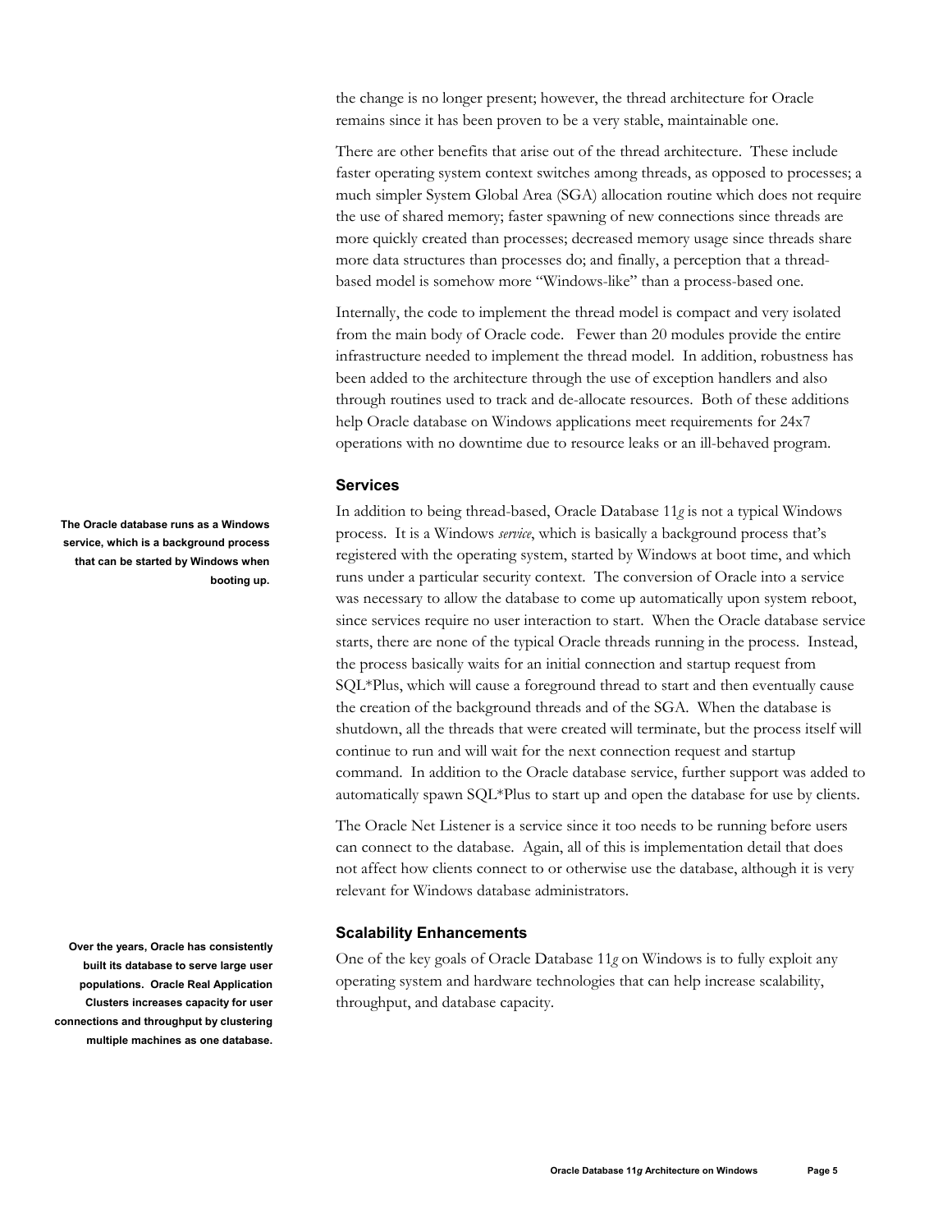the change is no longer present; however, the thread architecture for Oracle remains since it has been proven to be a very stable, maintainable one.

There are other benefits that arise out of the thread architecture. These include faster operating system context switches among threads, as opposed to processes; a much simpler System Global Area (SGA) allocation routine which does not require the use of shared memory; faster spawning of new connections since threads are more quickly created than processes; decreased memory usage since threads share more data structures than processes do; and finally, a perception that a thread-based model is somehow more "Windows-like" than a process-based one.

Internally, the code to implement the thread model is compact and very isolated from the main body of Oracle code. Fewer than 20 modules provide the entire infrastructure needed to implement the thread model. In addition, robustness has been added to the architecture through the use of exception handlers and also through routines used to track and de-allocate resources. Both of these additions help Oracle database on Windows applications meet requirements for 24x7 operations with no downtime due to resource leaks or an ill-behaved program.

### Services

**The Oracle database runs as a Windows service, which is a background process that can be started by Windows when booting up.**

In addition to being thread-based, Oracle Database 11*g* is not a typical Windows process. It is a Windows *service*, which is basically a background process that's registered with the operating system, started by Windows at boot time, and which runs under a particular security context. The conversion of Oracle into a service was necessary to allow the database to come up automatically upon system reboot, since services require no user interaction to start. When the Oracle database service starts, there are none of the typical Oracle threads running in the process. Instead, the process basically waits for an initial connection and startup request from SQL*Plus, which will cause a foreground thread to start and then eventually cause the creation of the background threads and of the SGA. When the database is shutdown, all the threads that were created will terminate, but the process itself will continue to run and will wait for the next connection request and startup command. In addition to the Oracle database service, further support was added to automatically spawn SQL*Plus to start up and open the database for use by clients.

The Oracle Net Listener is a service since it too needs to be running before users can connect to the database. Again, all of this is implementation detail that does not affect how clients connect to or otherwise use the database, although it is very relevant for Windows database administrators.

### Scalability Enhancements

**Over the years, Oracle has consistently built its database to serve large user populations. Oracle Real Application Clusters increases capacity for user connections and throughput by clustering multiple machines as one database.**

One of the key goals of Oracle Database 11*g* on Windows is to fully exploit any operating system and hardware technologies that can help increase scalability, throughput, and database capacity.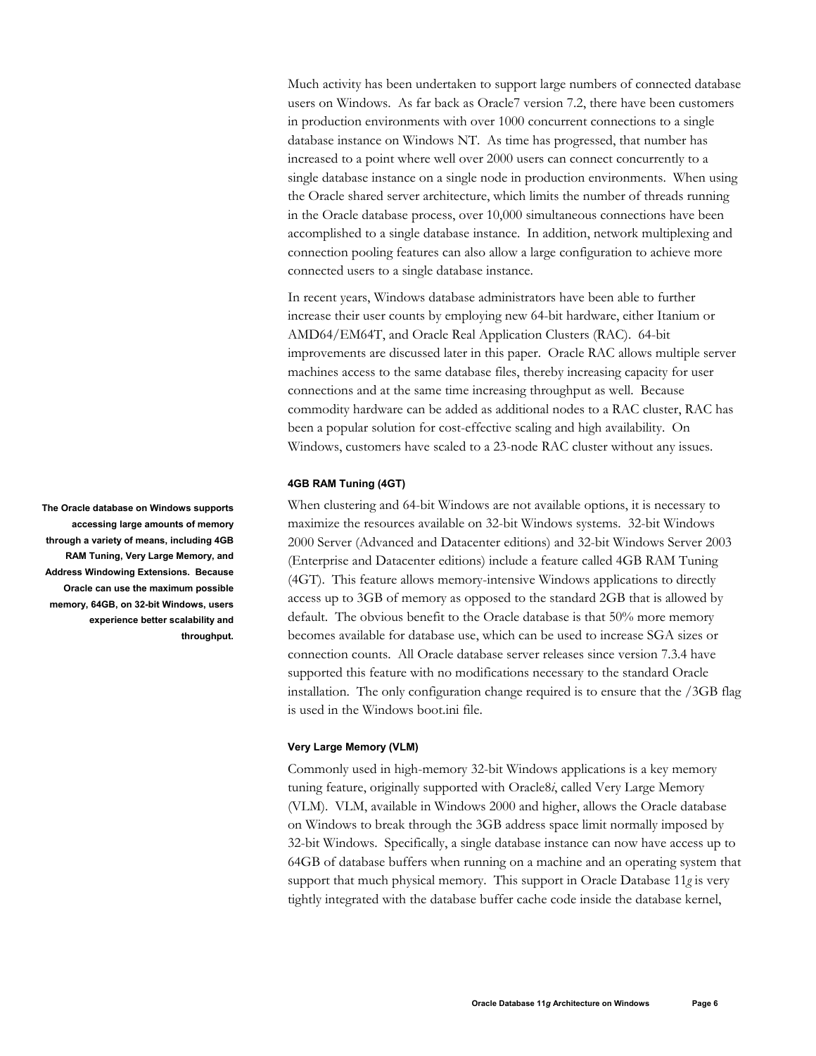Much activity has been undertaken to support large numbers of connected database users on Windows. As far back as Oracle7 version 7.2, there have been customers in production environments with over 1000 concurrent connections to a single database instance on Windows NT. As time has progressed, that number has increased to a point where well over 2000 users can connect concurrently to a single database instance on a single node in production environments. When using the Oracle shared server architecture, which limits the number of threads running in the Oracle database process, over 10,000 simultaneous connections have been accomplished to a single database instance. In addition, network multiplexing and connection pooling features can also allow a large configuration to achieve more connected users to a single database instance.

In recent years, Windows database administrators have been able to further increase their user counts by employing new 64-bit hardware, either Itanium or AMD64/EM64T, and Oracle Real Application Clusters (RAC). 64-bit improvements are discussed later in this paper. Oracle RAC allows multiple server machines access to the same database files, thereby increasing capacity for user connections and at the same time increasing throughput as well. Because commodity hardware can be added as additional nodes to a RAC cluster, RAC has been a popular solution for cost-effective scaling and high availability. On Windows, customers have scaled to a 23-node RAC cluster without any issues.

#### 4GB RAM Tuning (4GT)

**The Oracle database on Windows supports accessing large amounts of memory through a variety of means, including 4GB RAM Tuning, Very Large Memory, and Address Windowing Extensions. Because Oracle can use the maximum possible memory, 64GB, on 32-bit Windows, users experience better scalability and throughput.**

When clustering and 64-bit Windows are not available options, it is necessary to maximize the resources available on 32-bit Windows systems. 32-bit Windows 2000 Server (Advanced and Datacenter editions) and 32-bit Windows Server 2003 (Enterprise and Datacenter editions) include a feature called 4GB RAM Tuning (4GT). This feature allows memory-intensive Windows applications to directly access up to 3GB of memory as opposed to the standard 2GB that is allowed by default. The obvious benefit to the Oracle database is that 50% more memory becomes available for database use, which can be used to increase SGA sizes or connection counts. All Oracle database server releases since version 7.3.4 have supported this feature with no modifications necessary to the standard Oracle installation. The only configuration change required is to ensure that the /3GB flag is used in the Windows boot.ini file.

#### Very Large Memory (VLM)

Commonly used in high-memory 32-bit Windows applications is a key memory tuning feature, originally supported with Oracle8*i*, called Very Large Memory (VLM). VLM, available in Windows 2000 and higher, allows the Oracle database on Windows to break through the 3GB address space limit normally imposed by 32-bit Windows. Specifically, a single database instance can now have access up to 64GB of database buffers when running on a machine and an operating system that support that much physical memory. This support in Oracle Database 11*g* is very tightly integrated with the database buffer cache code inside the database kernel,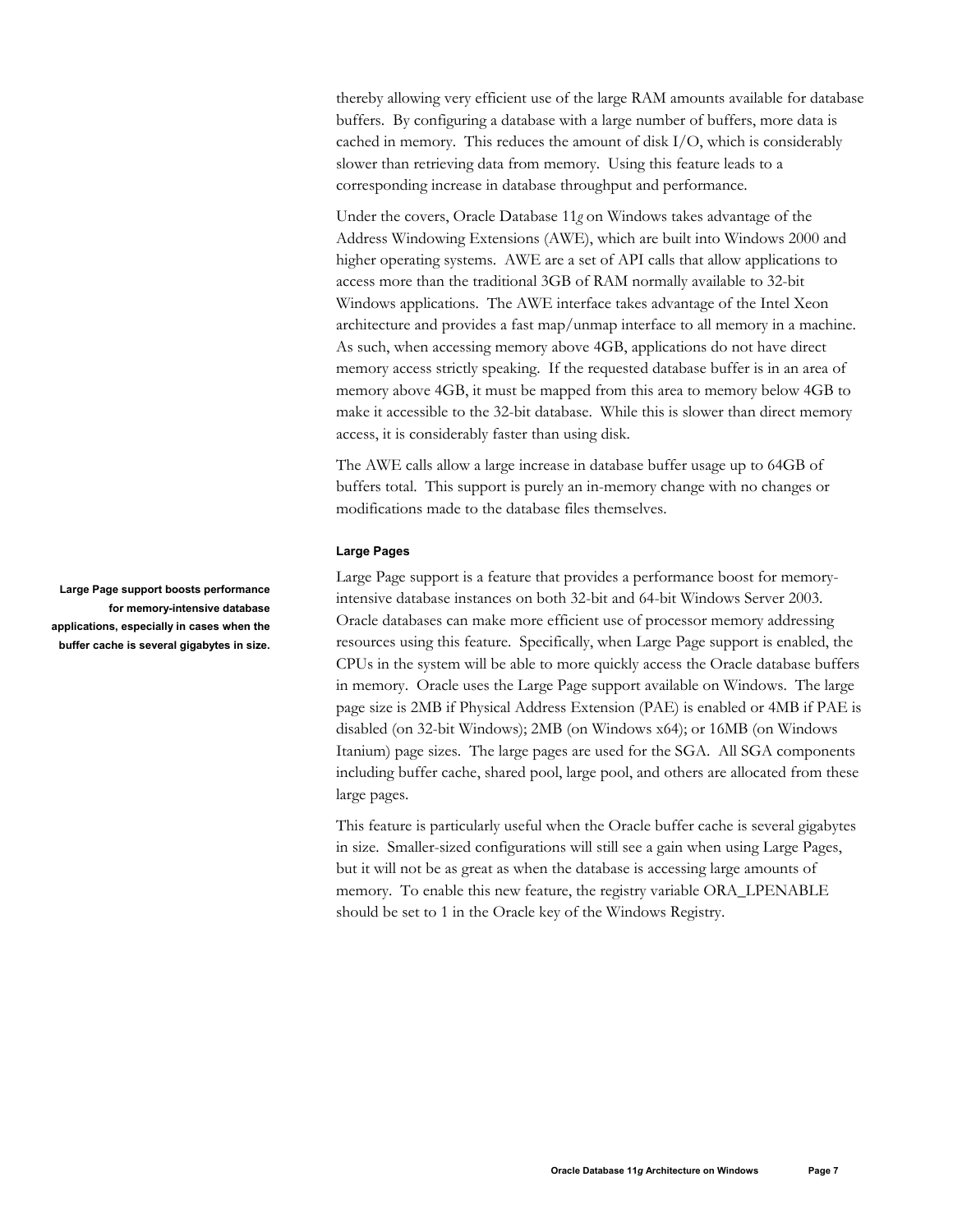thereby allowing very efficient use of the large RAM amounts available for database buffers. By configuring a database with a large number of buffers, more data is cached in memory. This reduces the amount of disk I/O, which is considerably slower than retrieving data from memory. Using this feature leads to a corresponding increase in database throughput and performance.

Under the covers, Oracle Database 11*g* on Windows takes advantage of the Address Windowing Extensions (AWE), which are built into Windows 2000 and higher operating systems. AWE are a set of API calls that allow applications to access more than the traditional 3GB of RAM normally available to 32-bit Windows applications. The AWE interface takes advantage of the Intel Xeon architecture and provides a fast map/unmap interface to all memory in a machine. As such, when accessing memory above 4GB, applications do not have direct memory access strictly speaking. If the requested database buffer is in an area of memory above 4GB, it must be mapped from this area to memory below 4GB to make it accessible to the 32-bit database. While this is slower than direct memory access, it is considerably faster than using disk.

The AWE calls allow a large increase in database buffer usage up to 64GB of buffers total. This support is purely an in-memory change with no changes or modifications made to the database files themselves.

#### Large Pages

**Large Page support boosts performance for memory-intensive database applications, especially in cases when the buffer cache is several gigabytes in size.**

Large Page support is a feature that provides a performance boost for memory-intensive database instances on both 32-bit and 64-bit Windows Server 2003. Oracle databases can make more efficient use of processor memory addressing resources using this feature. Specifically, when Large Page support is enabled, the CPUs in the system will be able to more quickly access the Oracle database buffers in memory. Oracle uses the Large Page support available on Windows. The large page size is 2MB if Physical Address Extension (PAE) is enabled or 4MB if PAE is disabled (on 32-bit Windows); 2MB (on Windows x64); or 16MB (on Windows Itanium) page sizes. The large pages are used for the SGA. All SGA components including buffer cache, shared pool, large pool, and others are allocated from these large pages.

This feature is particularly useful when the Oracle buffer cache is several gigabytes in size. Smaller-sized configurations will still see a gain when using Large Pages, but it will not be as great as when the database is accessing large amounts of memory. To enable this new feature, the registry variable ORA_LPENABLE should be set to 1 in the Oracle key of the Windows Registry.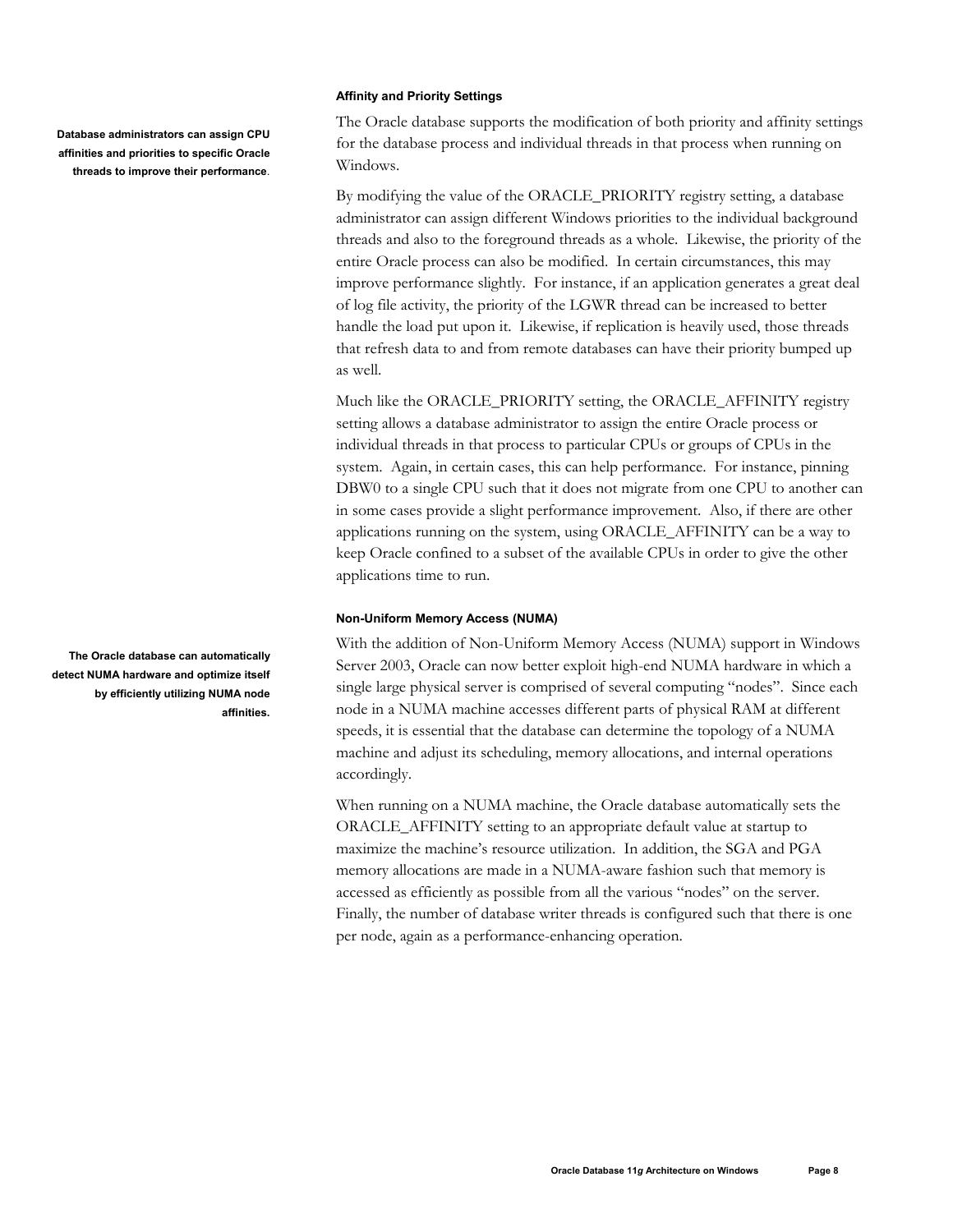### Affinity and Priority Settings

**Database administrators can assign CPU affinities and priorities to specific Oracle threads to improve their performance**.

The Oracle database supports the modification of both priority and affinity settings for the database process and individual threads in that process when running on Windows.

By modifying the value of the ORACLE_PRIORITY registry setting, a database administrator can assign different Windows priorities to the individual background threads and also to the foreground threads as a whole. Likewise, the priority of the entire Oracle process can also be modified. In certain circumstances, this may improve performance slightly. For instance, if an application generates a great deal of log file activity, the priority of the LGWR thread can be increased to better handle the load put upon it. Likewise, if replication is heavily used, those threads that refresh data to and from remote databases can have their priority bumped up as well.

Much like the ORACLE_PRIORITY setting, the ORACLE_AFFINITY registry setting allows a database administrator to assign the entire Oracle process or individual threads in that process to particular CPUs or groups of CPUs in the system. Again, in certain cases, this can help performance. For instance, pinning DBW0 to a single CPU such that it does not migrate from one CPU to another can in some cases provide a slight performance improvement. Also, if there are other applications running on the system, using ORACLE_AFFINITY can be a way to keep Oracle confined to a subset of the available CPUs in order to give the other applications time to run.

### Non-Uniform Memory Access (NUMA)

**The Oracle database can automatically detect NUMA hardware and optimize itself by efficiently utilizing NUMA node affinities.**

With the addition of Non-Uniform Memory Access (NUMA) support in Windows Server 2003, Oracle can now better exploit high-end NUMA hardware in which a single large physical server is comprised of several computing "nodes". Since each node in a NUMA machine accesses different parts of physical RAM at different speeds, it is essential that the database can determine the topology of a NUMA machine and adjust its scheduling, memory allocations, and internal operations accordingly.

When running on a NUMA machine, the Oracle database automatically sets the ORACLE_AFFINITY setting to an appropriate default value at startup to maximize the machine's resource utilization. In addition, the SGA and PGA memory allocations are made in a NUMA-aware fashion such that memory is accessed as efficiently as possible from all the various "nodes" on the server. Finally, the number of database writer threads is configured such that there is one per node, again as a performance-enhancing operation.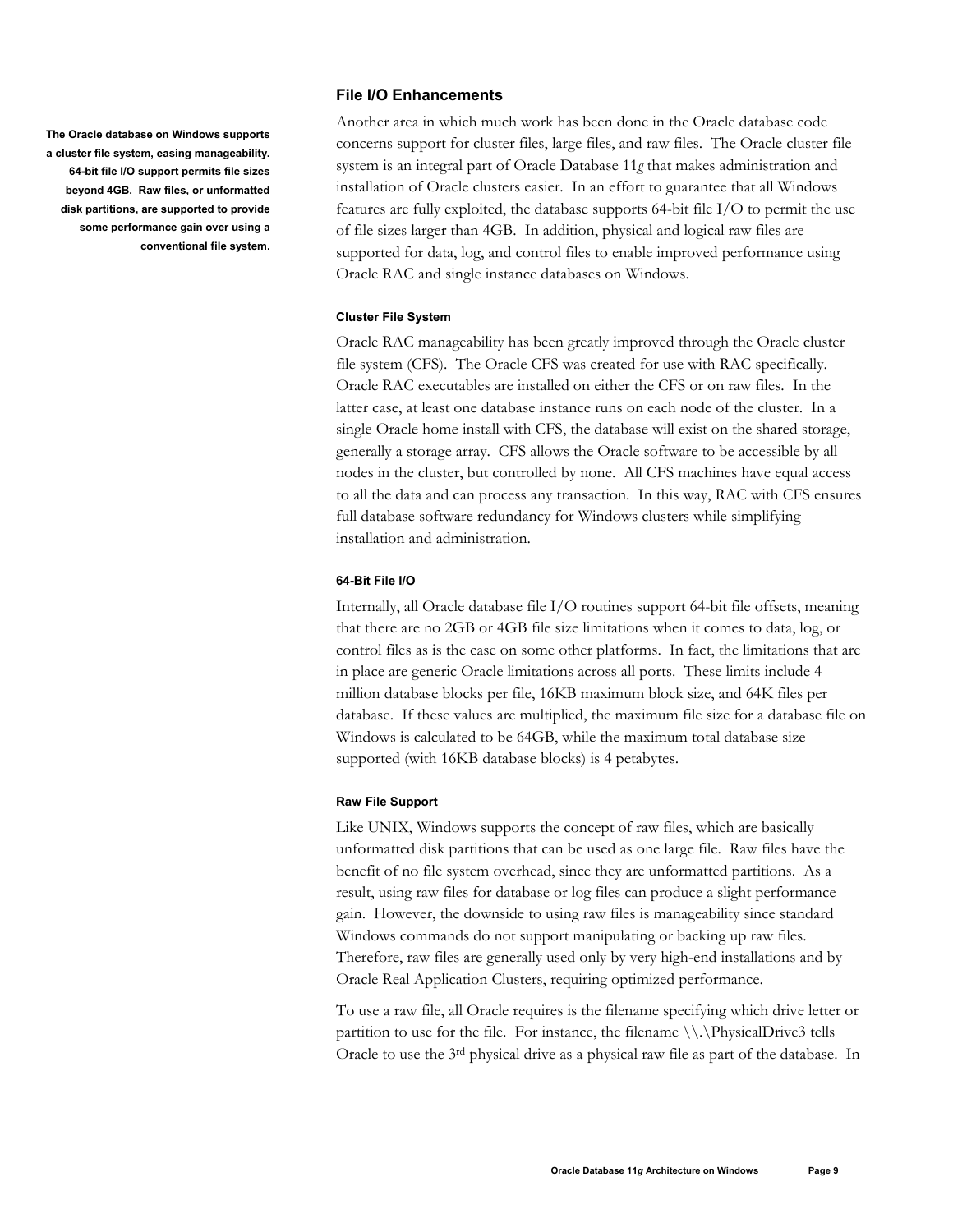### File I/O Enhancements

**The Oracle database on Windows supports a cluster file system, easing manageability. 64-bit file I/O support permits file sizes beyond 4GB. Raw files, or unformatted disk partitions, are supported to provide some performance gain over using a conventional file system.**

Another area in which much work has been done in the Oracle database code concerns support for cluster files, large files, and raw files. The Oracle cluster file system is an integral part of Oracle Database 11*g* that makes administration and installation of Oracle clusters easier. In an effort to guarantee that all Windows features are fully exploited, the database supports 64-bit file I/O to permit the use of file sizes larger than 4GB. In addition, physical and logical raw files are supported for data, log, and control files to enable improved performance using Oracle RAC and single instance databases on Windows.

#### Cluster File System

Oracle RAC manageability has been greatly improved through the Oracle cluster file system (CFS). The Oracle CFS was created for use with RAC specifically. Oracle RAC executables are installed on either the CFS or on raw files. In the latter case, at least one database instance runs on each node of the cluster. In a single Oracle home install with CFS, the database will exist on the shared storage, generally a storage array. CFS allows the Oracle software to be accessible by all nodes in the cluster, but controlled by none. All CFS machines have equal access to all the data and can process any transaction. In this way, RAC with CFS ensures full database software redundancy for Windows clusters while simplifying installation and administration.

#### 64-Bit File I/O

Internally, all Oracle database file I/O routines support 64-bit file offsets, meaning that there are no 2GB or 4GB file size limitations when it comes to data, log, or control files as is the case on some other platforms. In fact, the limitations that are in place are generic Oracle limitations across all ports. These limits include 4 million database blocks per file, 16KB maximum block size, and 64K files per database. If these values are multiplied, the maximum file size for a database file on Windows is calculated to be 64GB, while the maximum total database size supported (with 16KB database blocks) is 4 petabytes.

#### Raw File Support

Like UNIX, Windows supports the concept of raw files, which are basically unformatted disk partitions that can be used as one large file. Raw files have the benefit of no file system overhead, since they are unformatted partitions. As a result, using raw files for database or log files can produce a slight performance gain. However, the downside to using raw files is manageability since standard Windows commands do not support manipulating or backing up raw files. Therefore, raw files are generally used only by very high-end installations and by Oracle Real Application Clusters, requiring optimized performance.

To use a raw file, all Oracle requires is the filename specifying which drive letter or partition to use for the file. For instance, the filename \\.\PhysicalDrive3 tells Oracle to use the 3rd physical drive as a physical raw file as part of the database. In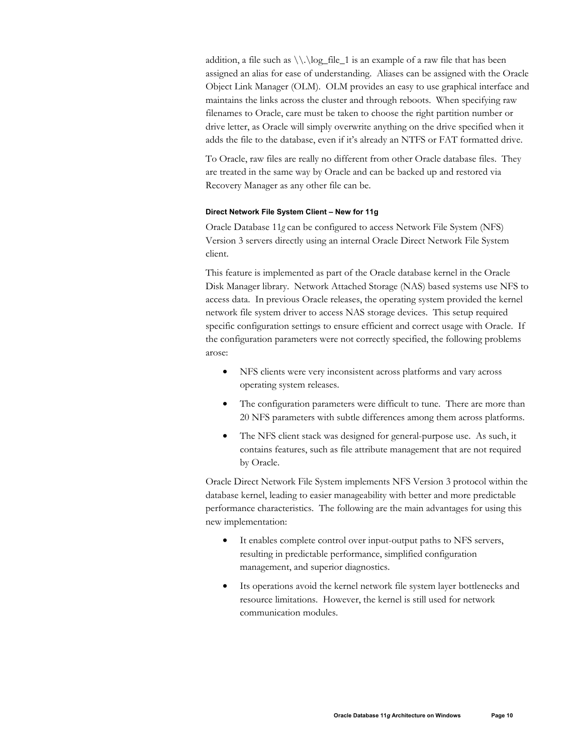addition, a file such as \\.\log_file_1 is an example of a raw file that has been assigned an alias for ease of understanding. Aliases can be assigned with the Oracle Object Link Manager (OLM). OLM provides an easy to use graphical interface and maintains the links across the cluster and through reboots. When specifying raw filenames to Oracle, care must be taken to choose the right partition number or drive letter, as Oracle will simply overwrite anything on the drive specified when it adds the file to the database, even if it's already an NTFS or FAT formatted drive.

To Oracle, raw files are really no different from other Oracle database files. They are treated in the same way by Oracle and can be backed up and restored via Recovery Manager as any other file can be.

#### Direct Network File System Client – New for 11g

Oracle Database 11*g* can be configured to access Network File System (NFS) Version 3 servers directly using an internal Oracle Direct Network File System client.

This feature is implemented as part of the Oracle database kernel in the Oracle Disk Manager library. Network Attached Storage (NAS) based systems use NFS to access data. In previous Oracle releases, the operating system provided the kernel network file system driver to access NAS storage devices. This setup required specific configuration settings to ensure efficient and correct usage with Oracle. If the configuration parameters were not correctly specified, the following problems arose:

- NFS clients were very inconsistent across platforms and vary across operating system releases.
- The configuration parameters were difficult to tune. There are more than 20 NFS parameters with subtle differences among them across platforms.
- The NFS client stack was designed for general-purpose use. As such, it contains features, such as file attribute management that are not required by Oracle.

Oracle Direct Network File System implements NFS Version 3 protocol within the database kernel, leading to easier manageability with better and more predictable performance characteristics. The following are the main advantages for using this new implementation:

- It enables complete control over input-output paths to NFS servers, resulting in predictable performance, simplified configuration management, and superior diagnostics.
- Its operations avoid the kernel network file system layer bottlenecks and resource limitations. However, the kernel is still used for network communication modules.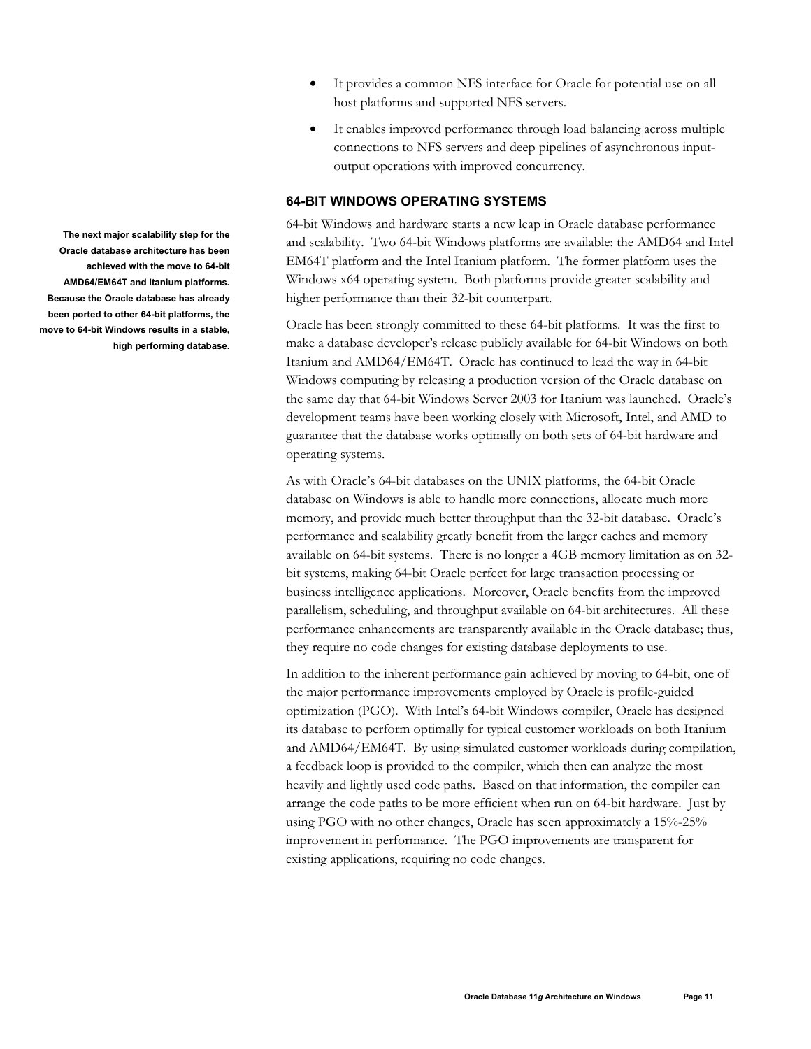- It provides a common NFS interface for Oracle for potential use on all host platforms and supported NFS servers.
- It enables improved performance through load balancing across multiple connections to NFS servers and deep pipelines of asynchronous input-output operations with improved concurrency.

### 64-BIT WINDOWS OPERATING SYSTEMS

**The next major scalability step for the Oracle database architecture has been achieved with the move to 64-bit AMD64/EM64T and Itanium platforms. Because the Oracle database has already been ported to other 64-bit platforms, the move to 64-bit Windows results in a stable, high performing database.**

64-bit Windows and hardware starts a new leap in Oracle database performance and scalability. Two 64-bit Windows platforms are available: the AMD64 and Intel EM64T platform and the Intel Itanium platform. The former platform uses the Windows x64 operating system. Both platforms provide greater scalability and higher performance than their 32-bit counterpart.

Oracle has been strongly committed to these 64-bit platforms. It was the first to make a database developer's release publicly available for 64-bit Windows on both Itanium and AMD64/EM64T. Oracle has continued to lead the way in 64-bit Windows computing by releasing a production version of the Oracle database on the same day that 64-bit Windows Server 2003 for Itanium was launched. Oracle's development teams have been working closely with Microsoft, Intel, and AMD to guarantee that the database works optimally on both sets of 64-bit hardware and operating systems.

As with Oracle's 64-bit databases on the UNIX platforms, the 64-bit Oracle database on Windows is able to handle more connections, allocate much more memory, and provide much better throughput than the 32-bit database. Oracle's performance and scalability greatly benefit from the larger caches and memory available on 64-bit systems. There is no longer a 4GB memory limitation as on 32-bit systems, making 64-bit Oracle perfect for large transaction processing or business intelligence applications. Moreover, Oracle benefits from the improved parallelism, scheduling, and throughput available on 64-bit architectures. All these performance enhancements are transparently available in the Oracle database; thus, they require no code changes for existing database deployments to use.

In addition to the inherent performance gain achieved by moving to 64-bit, one of the major performance improvements employed by Oracle is profile-guided optimization (PGO). With Intel's 64-bit Windows compiler, Oracle has designed its database to perform optimally for typical customer workloads on both Itanium and AMD64/EM64T. By using simulated customer workloads during compilation, a feedback loop is provided to the compiler, which then can analyze the most heavily and lightly used code paths. Based on that information, the compiler can arrange the code paths to be more efficient when run on 64-bit hardware. Just by using PGO with no other changes, Oracle has seen approximately a 15%-25% improvement in performance. The PGO improvements are transparent for existing applications, requiring no code changes.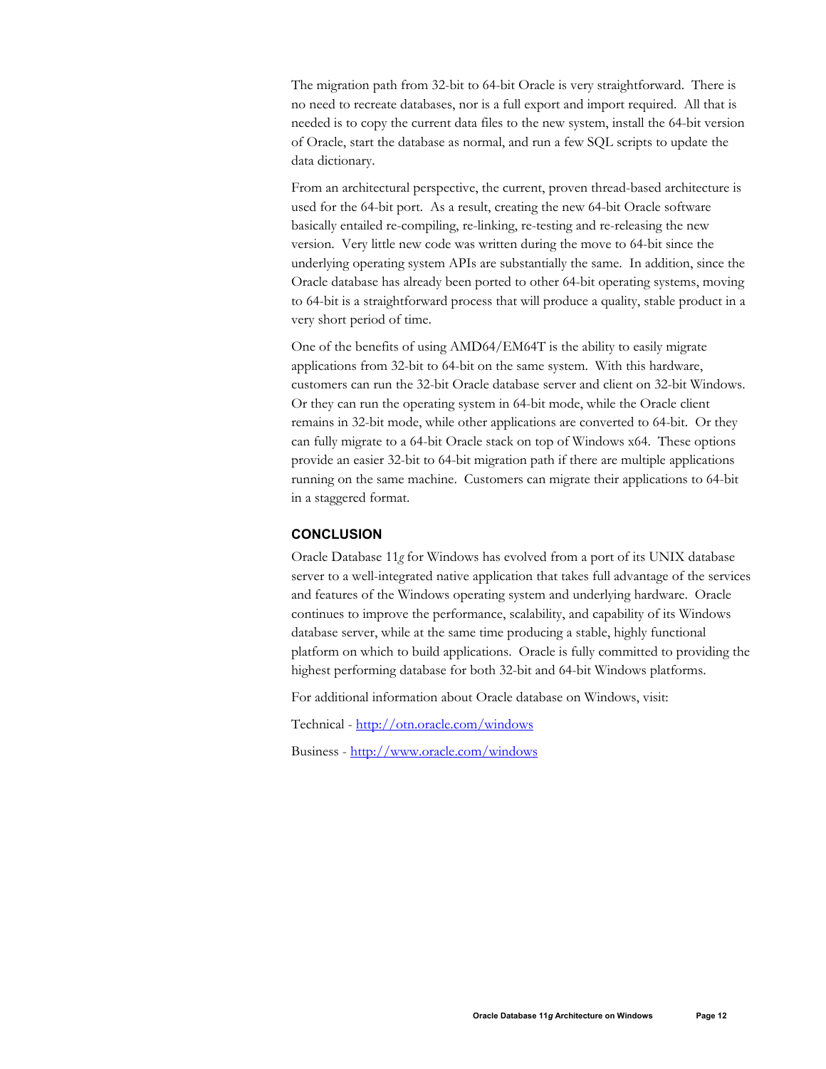The migration path from 32-bit to 64-bit Oracle is very straightforward. There is no need to recreate databases, nor is a full export and import required. All that is needed is to copy the current data files to the new system, install the 64-bit version of Oracle, start the database as normal, and run a few SQL scripts to update the data dictionary.

From an architectural perspective, the current, proven thread-based architecture is used for the 64-bit port. As a result, creating the new 64-bit Oracle software basically entailed re-compiling, re-linking, re-testing and re-releasing the new version. Very little new code was written during the move to 64-bit since the underlying operating system APIs are substantially the same. In addition, since the Oracle database has already been ported to other 64-bit operating systems, moving to 64-bit is a straightforward process that will produce a quality, stable product in a very short period of time.

One of the benefits of using AMD64/EM64T is the ability to easily migrate applications from 32-bit to 64-bit on the same system. With this hardware, customers can run the 32-bit Oracle database server and client on 32-bit Windows. Or they can run the operating system in 64-bit mode, while the Oracle client remains in 32-bit mode, while other applications are converted to 64-bit. Or they can fully migrate to a 64-bit Oracle stack on top of Windows x64. These options provide an easier 32-bit to 64-bit migration path if there are multiple applications running on the same machine. Customers can migrate their applications to 64-bit in a staggered format.

## CONCLUSION

Oracle Database 11*g* for Windows has evolved from a port of its UNIX database server to a well-integrated native application that takes full advantage of the services and features of the Windows operating system and underlying hardware. Oracle continues to improve the performance, scalability, and capability of its Windows database server, while at the same time producing a stable, highly functional platform on which to build applications. Oracle is fully committed to providing the highest performing database for both 32-bit and 64-bit Windows platforms.

For additional information about Oracle database on Windows, visit:

Technical - [http://otn.oracle.com/windows](http://otn.oracle.com/windows)

Business - [http://www.oracle.com/windows](http://www.oracle.com/windows)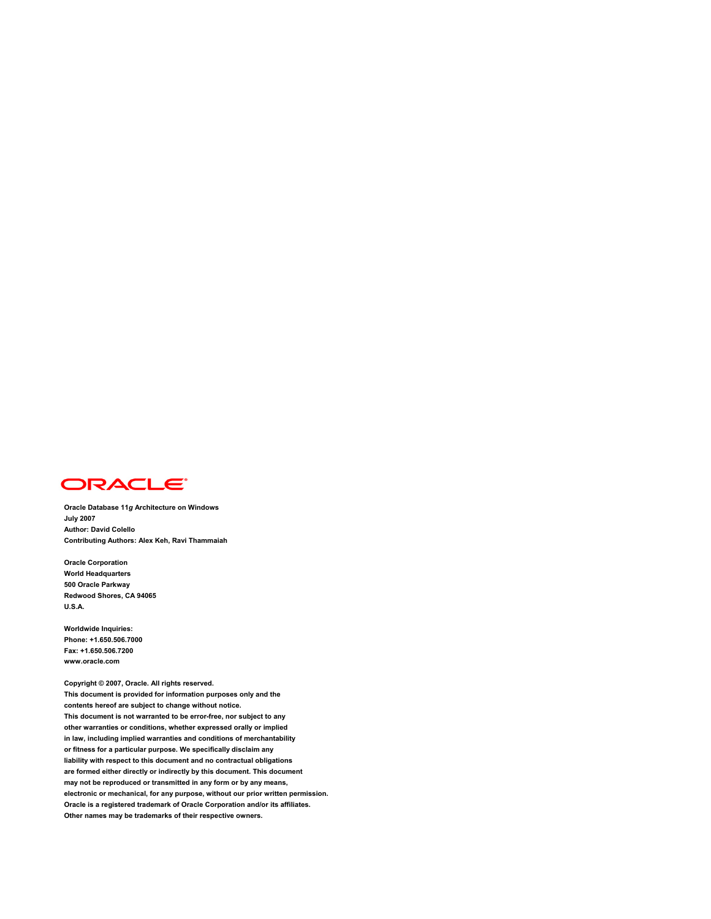ORACLE

**Oracle Database 11*g* Architecture on Windows**
**July 2007**
**Author: David Colello**
**Contributing Authors: Alex Keh, Ravi Thammaiah**

**Oracle Corporation**
**World Headquarters**
**500 Oracle Parkway**
**Redwood Shores, CA 94065**
**U.S.A.**

**Worldwide Inquiries:**
**Phone: +1.650.506.7000**
**Fax: +1.650.506.7200**
**www.oracle.com**

**Copyright © 2007, Oracle. All rights reserved.**
**This document is provided for information purposes only and the contents hereof are subject to change without notice.**
**This document is not warranted to be error-free, nor subject to any other warranties or conditions, whether expressed orally or implied in law, including implied warranties and conditions of merchantability or fitness for a particular purpose. We specifically disclaim any liability with respect to this document and no contractual obligations are formed either directly or indirectly by this document. This document may not be reproduced or transmitted in any form or by any means, electronic or mechanical, for any purpose, without our prior written permission.**
**Oracle is a registered trademark of Oracle Corporation and/or its affiliates.**
**Other names may be trademarks of their respective owners.**